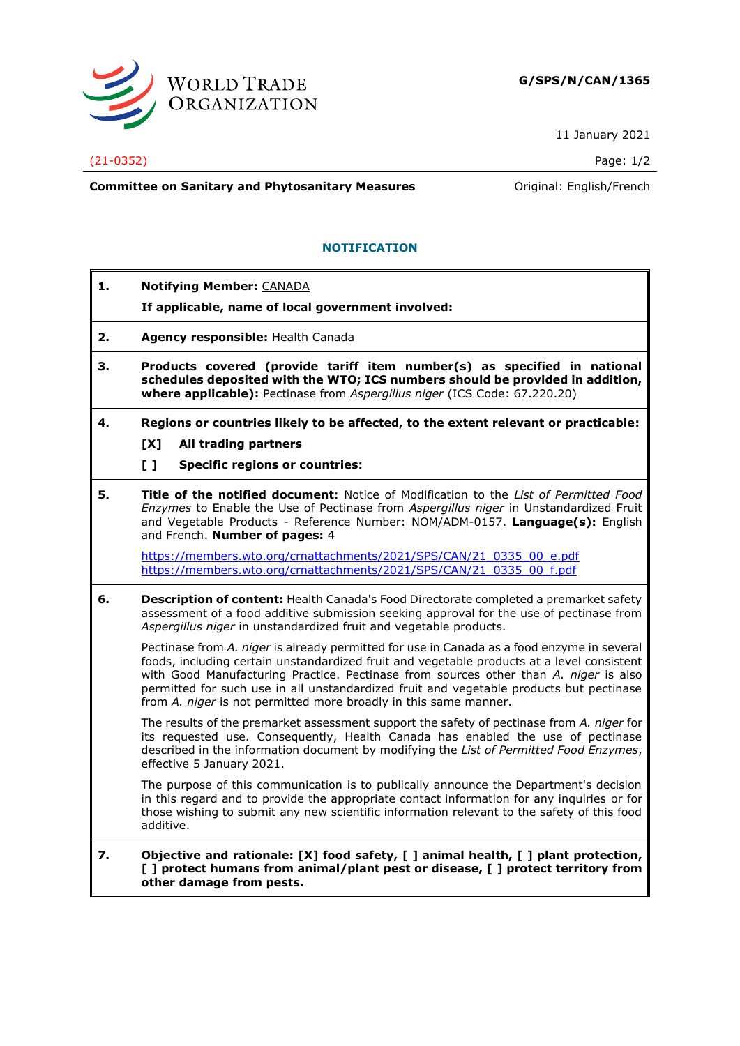**G/SPS/N/CAN/1365**

11 January 2021

(21-0352)

**Committee on Sanitary and Phytosanitary Measures** Original: English/French

## NOTIFICATION

**1. Notifying Member:** CANADA

**If applicable, name of local government involved:**

**2. Agency responsible:** Health Canada

**3. Products covered (provide tariff item number(s) as specified in national schedules deposited with the WTO; ICS numbers should be provided in addition, where applicable):** Pectinase from *Aspergillus niger* (ICS Code: 67.220.20)

**4. Regions or countries likely to be affected, to the extent relevant or practicable:**

**[X] All trading partners**

**[ ] Specific regions or countries:**

**5. Title of the notified document:** Notice of Modification to the *List of Permitted Food Enzymes* to Enable the Use of Pectinase from *Aspergillus niger* in Unstandardized Fruit and Vegetable Products - Reference Number: NOM/ADM-0157. **Language(s):** English and French. **Number of pages:** 4

https://members.wto.org/crnattachments/2021/SPS/CAN/21_0335_00_e.pdf
https://members.wto.org/crnattachments/2021/SPS/CAN/21_0335_00_f.pdf

**6. Description of content:** Health Canada's Food Directorate completed a premarket safety assessment of a food additive submission seeking approval for the use of pectinase from *Aspergillus niger* in unstandardized fruit and vegetable products.

Pectinase from *A. niger* is already permitted for use in Canada as a food enzyme in several foods, including certain unstandardized fruit and vegetable products at a level consistent with Good Manufacturing Practice. Pectinase from sources other than *A. niger* is also permitted for such use in all unstandardized fruit and vegetable products but pectinase from *A. niger* is not permitted more broadly in this same manner.

The results of the premarket assessment support the safety of pectinase from *A. niger* for its requested use. Consequently, Health Canada has enabled the use of pectinase described in the information document by modifying the *List of Permitted Food Enzymes*, effective 5 January 2021.

The purpose of this communication is to publically announce the Department's decision in this regard and to provide the appropriate contact information for any inquiries or for those wishing to submit any new scientific information relevant to the safety of this food additive.

**7. Objective and rationale: [X] food safety, [ ] animal health, [ ] plant protection, [ ] protect humans from animal/plant pest or disease, [ ] protect territory from other damage from pests.**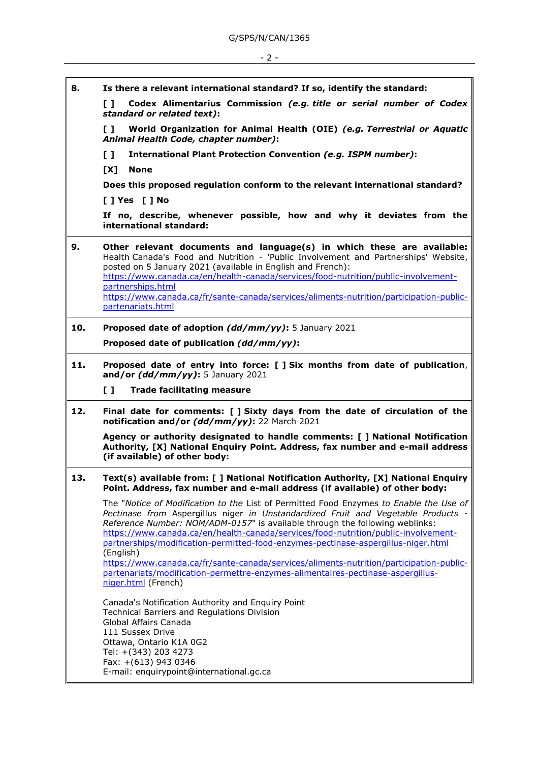**8. Is there a relevant international standard? If so, identify the standard:**

**[ ] Codex Alimentarius Commission** ***(e.g. title or serial number of Codex standard or related text)*****:**

**[ ] World Organization for Animal Health (OIE)** ***(e.g. Terrestrial or Aquatic Animal Health Code, chapter number)*****:**

**[ ] International Plant Protection Convention** ***(e.g. ISPM number)*****:**

**[X] None**

**Does this proposed regulation conform to the relevant international standard?**

**[ ] Yes [ ] No**

**If no, describe, whenever possible, how and why it deviates from the international standard:**

**9. Other relevant documents and language(s) in which these are available:** Health Canada's Food and Nutrition - 'Public Involvement and Partnerships' Website, posted on 5 January 2021 (available in English and French):
https://www.canada.ca/en/health-canada/services/food-nutrition/public-involvement-partnerships.html
https://www.canada.ca/fr/sante-canada/services/aliments-nutrition/participation-public-partenariats.html

**10. Proposed date of adoption** ***(dd/mm/yy)*****:** 5 January 2021

**Proposed date of publication** ***(dd/mm/yy)*****:**

**11. Proposed date of entry into force: [ ] Six months from date of publication**, **and/or** ***(dd/mm/yy)*****:** 5 January 2021

**[ ] Trade facilitating measure**

**12. Final date for comments: [ ] Sixty days from the date of circulation of the notification and/or** ***(dd/mm/yy)*****:** 22 March 2021

**Agency or authority designated to handle comments: [ ] National Notification Authority, [X] National Enquiry Point. Address, fax number and e-mail address (if available) of other body:**

**13. Text(s) available from: [ ] National Notification Authority, [X] National Enquiry Point. Address, fax number and e-mail address (if available) of other body:**

The "*Notice of Modification to the* List of Permitted Food Enzymes *to Enable the Use of Pectinase from* Aspergillus niger *in Unstandardized Fruit and Vegetable Products - Reference Number: NOM/ADM-0157*" is available through the following weblinks:
https://www.canada.ca/en/health-canada/services/food-nutrition/public-involvement-partnerships/modification-permitted-food-enzymes-pectinase-aspergillus-niger.html (English)
https://www.canada.ca/fr/sante-canada/services/aliments-nutrition/participation-public-partenariats/modification-permettre-enzymes-alimentaires-pectinase-aspergillus-niger.html (French)

Canada's Notification Authority and Enquiry Point
Technical Barriers and Regulations Division
Global Affairs Canada
111 Sussex Drive
Ottawa, Ontario K1A 0G2
Tel: +(343) 203 4273
Fax: +(613) 943 0346
E-mail: enquirypoint@international.gc.ca